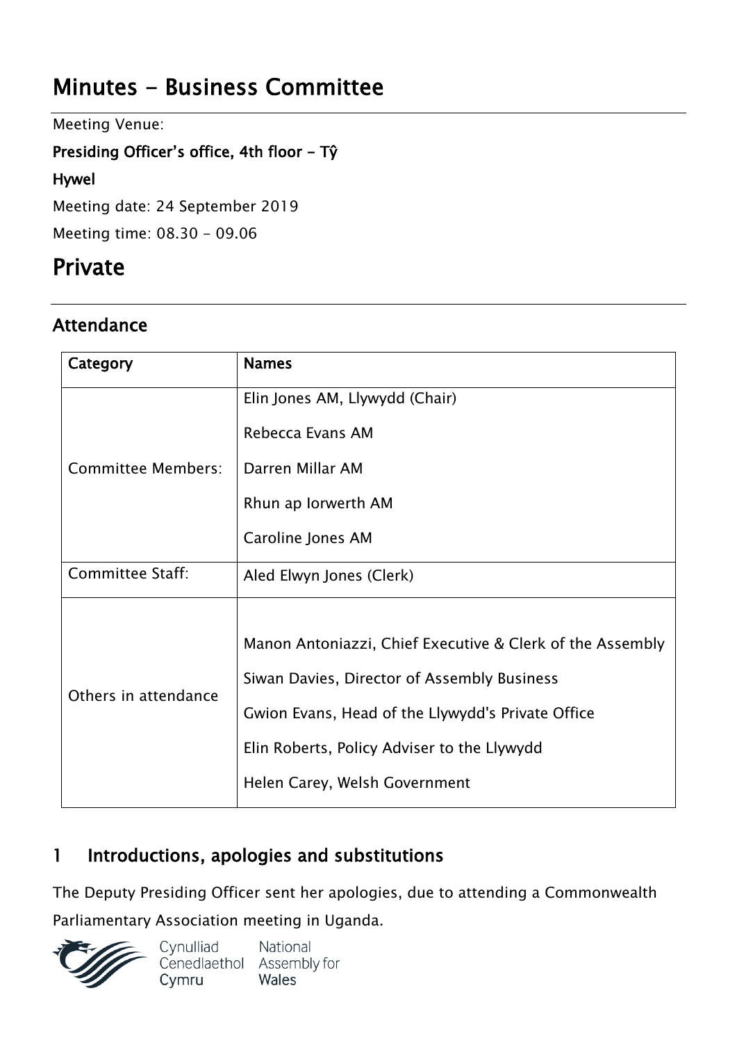# Minutes - Business Committee

Meeting Venue:

**Presiding Officer's office, 4th floor - Tŷ Hywel**

Meeting date: 24 September 2019

Meeting time: 08.30 - 09.06

# Private

## Attendance

| Category | Names |
| --- | --- |
| Committee Members: | Elin Jones AM, Llywydd (Chair)<br>Rebecca Evans AM<br>Darren Millar AM<br>Rhun ap Iorwerth AM<br>Caroline Jones AM |
| Committee Staff: | Aled Elwyn Jones (Clerk) |
| Others in attendance | Manon Antoniazzi, Chief Executive & Clerk of the Assembly<br>Siwan Davies, Director of Assembly Business<br>Gwion Evans, Head of the Llywydd's Private Office<br>Elin Roberts, Policy Adviser to the Llywydd<br>Helen Carey, Welsh Government |

## 1 Introductions, apologies and substitutions

The Deputy Presiding Officer sent her apologies, due to attending a Commonwealth Parliamentary Association meeting in Uganda.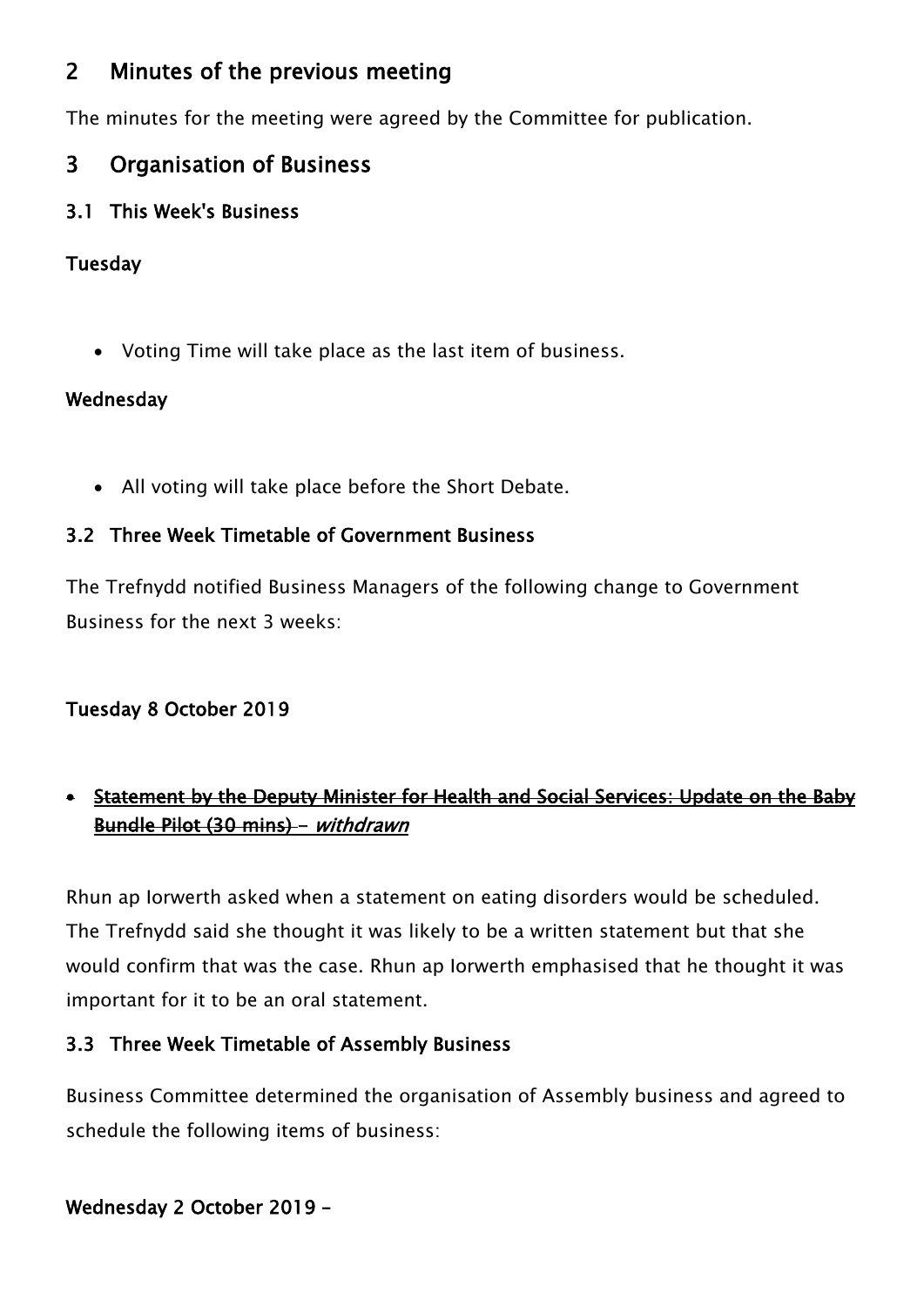## 2 Minutes of the previous meeting

The minutes for the meeting were agreed by the Committee for publication.

## 3 Organisation of Business

### 3.1 This Week's Business

**Tuesday**

- Voting Time will take place as the last item of business.

**Wednesday**

- All voting will take place before the Short Debate.

### 3.2 Three Week Timetable of Government Business

The Trefnydd notified Business Managers of the following change to Government Business for the next 3 weeks:

**Tuesday 8 October 2019**

- ~~**Statement by the Deputy Minister for Health and Social Services: Update on the Baby Bundle Pilot (30 mins)**~~ **-** ***withdrawn***

Rhun ap Iorwerth asked when a statement on eating disorders would be scheduled. The Trefnydd said she thought it was likely to be a written statement but that she would confirm that was the case. Rhun ap Iorwerth emphasised that he thought it was important for it to be an oral statement.

### 3.3 Three Week Timetable of Assembly Business

Business Committee determined the organisation of Assembly business and agreed to schedule the following items of business:

**Wednesday 2 October 2019 –**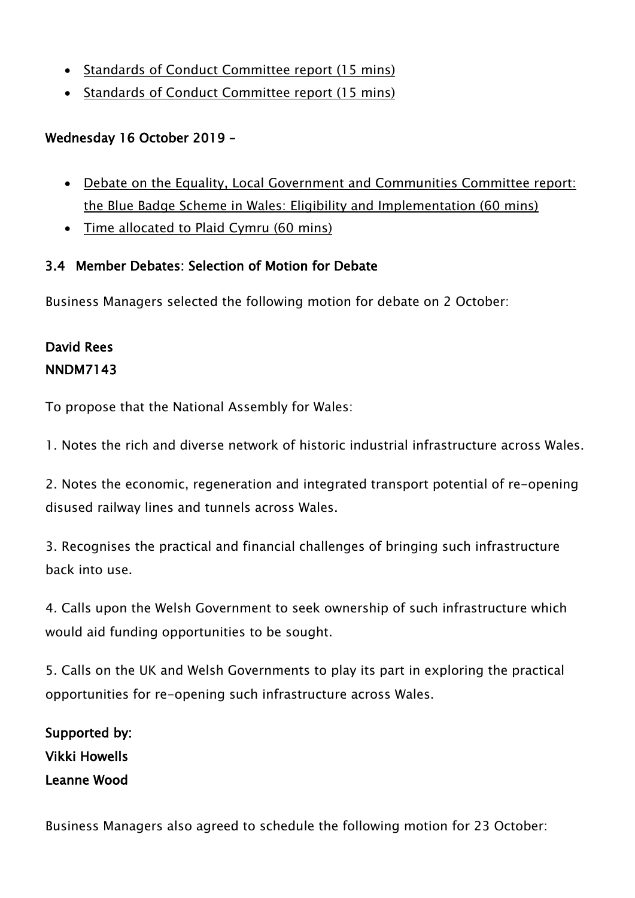- Standards of Conduct Committee report (15 mins)
- Standards of Conduct Committee report (15 mins)

**Wednesday 16 October 2019 –**

- Debate on the Equality, Local Government and Communities Committee report: the Blue Badge Scheme in Wales: Eligibility and Implementation (60 mins)
- Time allocated to Plaid Cymru (60 mins)

### 3.4 Member Debates: Selection of Motion for Debate

Business Managers selected the following motion for debate on 2 October:

**David Rees**
**NNDM7143**

To propose that the National Assembly for Wales:

1. Notes the rich and diverse network of historic industrial infrastructure across Wales.

2. Notes the economic, regeneration and integrated transport potential of re-opening disused railway lines and tunnels across Wales.

3. Recognises the practical and financial challenges of bringing such infrastructure back into use.

4. Calls upon the Welsh Government to seek ownership of such infrastructure which would aid funding opportunities to be sought.

5. Calls on the UK and Welsh Governments to play its part in exploring the practical opportunities for re-opening such infrastructure across Wales.

**Supported by:**
**Vikki Howells**
**Leanne Wood**

Business Managers also agreed to schedule the following motion for 23 October: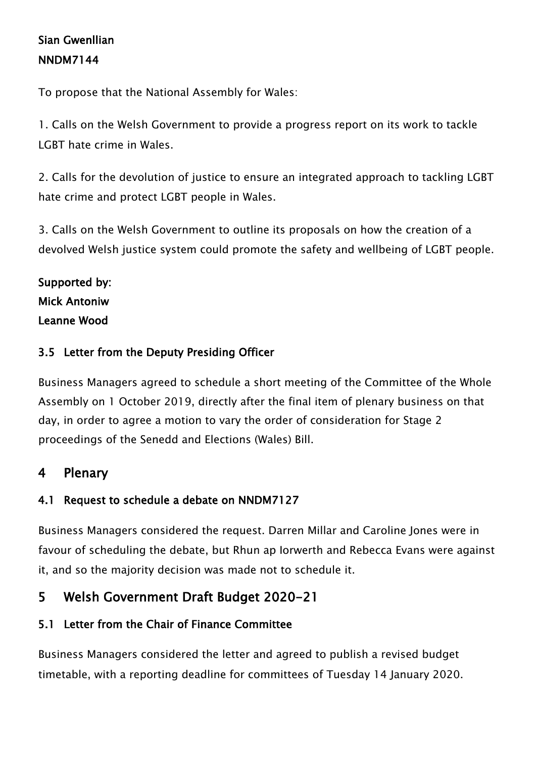**Sian Gwenllian**
**NNDM7144**

To propose that the National Assembly for Wales:

1. Calls on the Welsh Government to provide a progress report on its work to tackle LGBT hate crime in Wales.

2. Calls for the devolution of justice to ensure an integrated approach to tackling LGBT hate crime and protect LGBT people in Wales.

3. Calls on the Welsh Government to outline its proposals on how the creation of a devolved Welsh justice system could promote the safety and wellbeing of LGBT people.

**Supported by:**
**Mick Antoniw**
**Leanne Wood**

### 3.5 Letter from the Deputy Presiding Officer

Business Managers agreed to schedule a short meeting of the Committee of the Whole Assembly on 1 October 2019, directly after the final item of plenary business on that day, in order to agree a motion to vary the order of consideration for Stage 2 proceedings of the Senedd and Elections (Wales) Bill.

## 4 Plenary

### 4.1 Request to schedule a debate on NNDM7127

Business Managers considered the request. Darren Millar and Caroline Jones were in favour of scheduling the debate, but Rhun ap Iorwerth and Rebecca Evans were against it, and so the majority decision was made not to schedule it.

## 5 Welsh Government Draft Budget 2020-21

### 5.1 Letter from the Chair of Finance Committee

Business Managers considered the letter and agreed to publish a revised budget timetable, with a reporting deadline for committees of Tuesday 14 January 2020.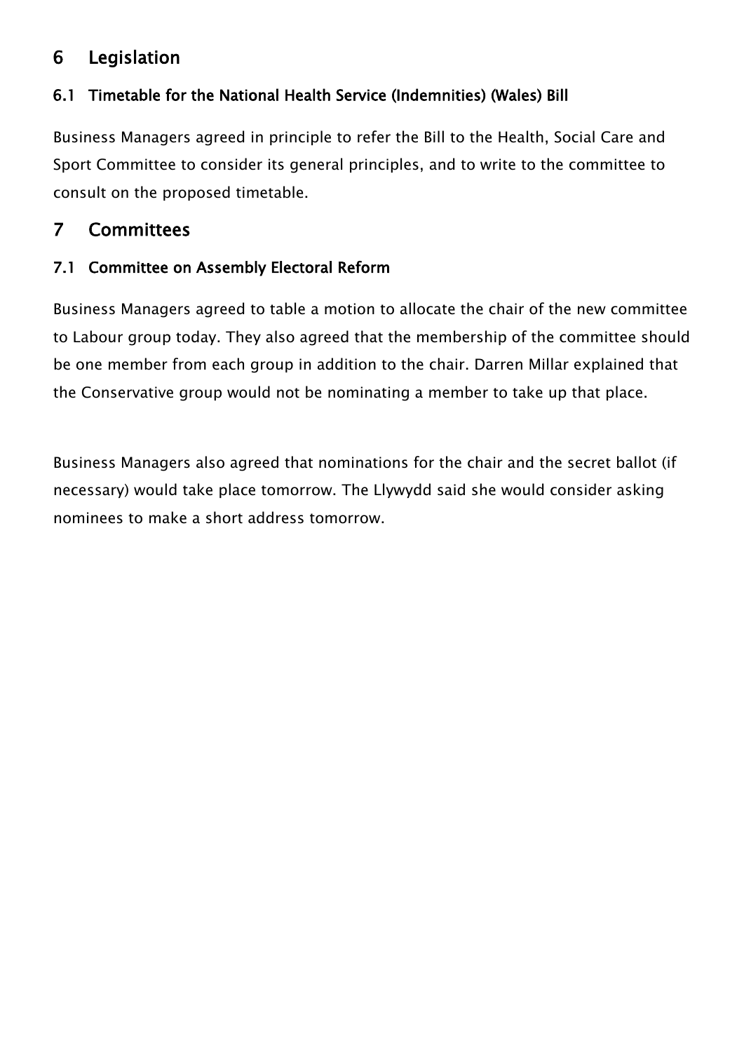## 6 Legislation

### 6.1 Timetable for the National Health Service (Indemnities) (Wales) Bill

Business Managers agreed in principle to refer the Bill to the Health, Social Care and Sport Committee to consider its general principles, and to write to the committee to consult on the proposed timetable.

## 7 Committees

### 7.1 Committee on Assembly Electoral Reform

Business Managers agreed to table a motion to allocate the chair of the new committee to Labour group today. They also agreed that the membership of the committee should be one member from each group in addition to the chair. Darren Millar explained that the Conservative group would not be nominating a member to take up that place.

Business Managers also agreed that nominations for the chair and the secret ballot (if necessary) would take place tomorrow. The Llywydd said she would consider asking nominees to make a short address tomorrow.